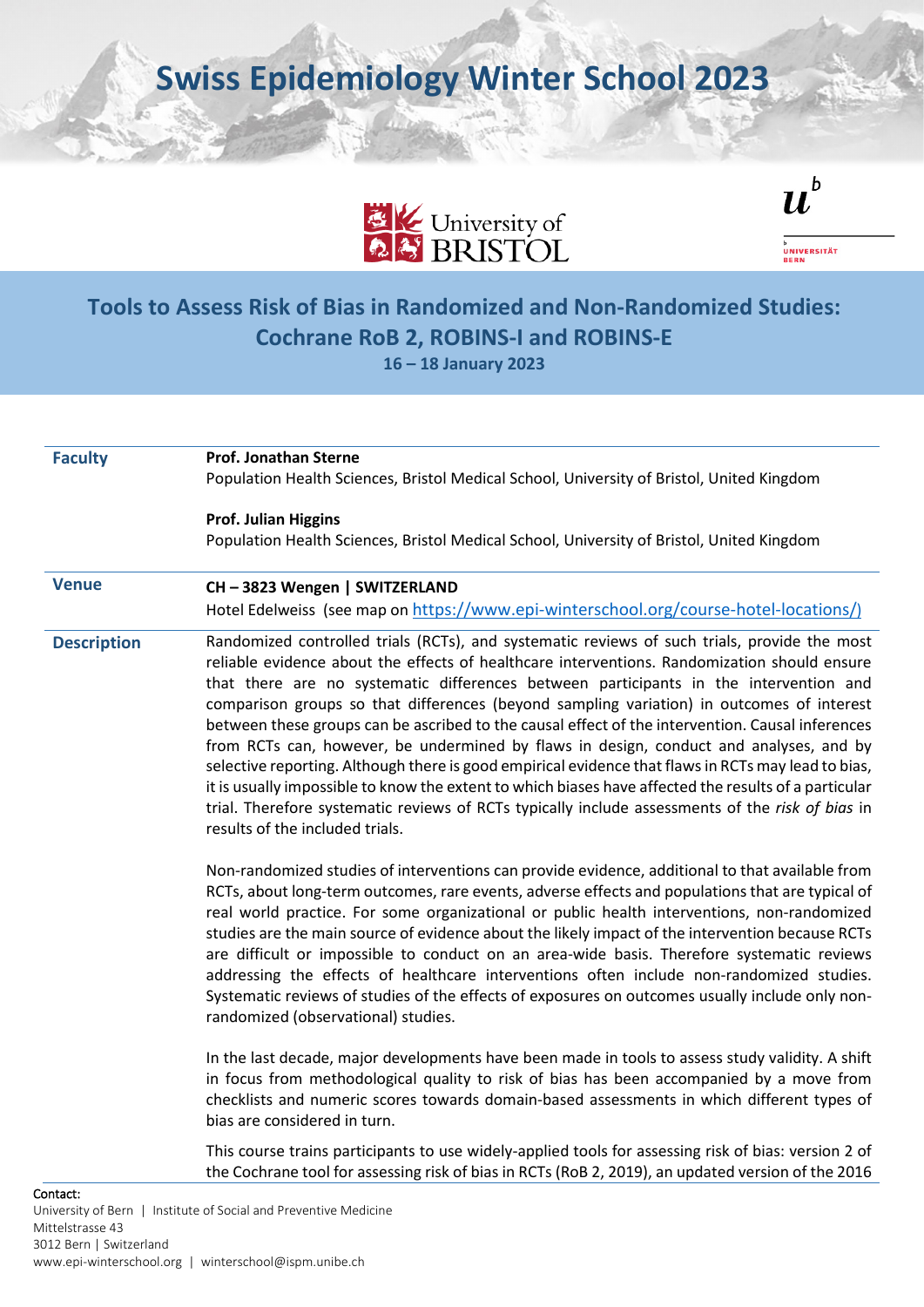# Swiss Epidemiology Winter School 2023

University of BRISTOL

UNIVERSITÄT BERN

## Tools to Assess Risk of Bias in Randomized and Non-Randomized Studies: Cochrane RoB 2, ROBINS-I and ROBINS-E

**16 – 18 January 2023**

| | |
|---|---|
| **Faculty** | **Prof. Jonathan Sterne**<br>Population Health Sciences, Bristol Medical School, University of Bristol, United Kingdom<br><br>**Prof. Julian Higgins**<br>Population Health Sciences, Bristol Medical School, University of Bristol, United Kingdom |
| **Venue** | **CH – 3823 Wengen \| SWITZERLAND**<br>Hotel Edelweiss (see map on https://www.epi-winterschool.org/course-hotel-locations/) |

**Description**

Randomized controlled trials (RCTs), and systematic reviews of such trials, provide the most reliable evidence about the effects of healthcare interventions. Randomization should ensure that there are no systematic differences between participants in the intervention and comparison groups so that differences (beyond sampling variation) in outcomes of interest between these groups can be ascribed to the causal effect of the intervention. Causal inferences from RCTs can, however, be undermined by flaws in design, conduct and analyses, and by selective reporting. Although there is good empirical evidence that flaws in RCTs may lead to bias, it is usually impossible to know the extent to which biases have affected the results of a particular trial. Therefore systematic reviews of RCTs typically include assessments of the *risk of bias* in results of the included trials.

Non-randomized studies of interventions can provide evidence, additional to that available from RCTs, about long-term outcomes, rare events, adverse effects and populations that are typical of real world practice. For some organizational or public health interventions, non-randomized studies are the main source of evidence about the likely impact of the intervention because RCTs are difficult or impossible to conduct on an area-wide basis. Therefore systematic reviews addressing the effects of healthcare interventions often include non-randomized studies. Systematic reviews of studies of the effects of exposures on outcomes usually include only non-randomized (observational) studies.

In the last decade, major developments have been made in tools to assess study validity. A shift in focus from methodological quality to risk of bias has been accompanied by a move from checklists and numeric scores towards domain-based assessments in which different types of bias are considered in turn.

This course trains participants to use widely-applied tools for assessing risk of bias: version 2 of the Cochrane tool for assessing risk of bias in RCTs (RoB 2, 2019), an updated version of the 2016

Contact:
University of Bern | Institute of Social and Preventive Medicine
Mittelstrasse 43
3012 Bern | Switzerland
www.epi-winterschool.org | winterschool@ispm.unibe.ch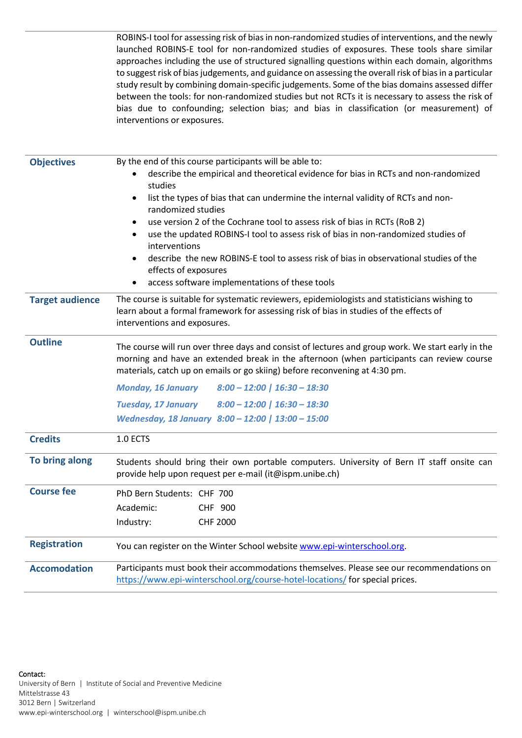ROBINS-I tool for assessing risk of bias in non-randomized studies of interventions, and the newly launched ROBINS-E tool for non-randomized studies of exposures. These tools share similar approaches including the use of structured signalling questions within each domain, algorithms to suggest risk of bias judgements, and guidance on assessing the overall risk of bias in a particular study result by combining domain-specific judgements. Some of the bias domains assessed differ between the tools: for non-randomized studies but not RCTs it is necessary to assess the risk of bias due to confounding; selection bias; and bias in classification (or measurement) of interventions or exposures.

**Objectives**

By the end of this course participants will be able to:

- describe the empirical and theoretical evidence for bias in RCTs and non-randomized studies
- list the types of bias that can undermine the internal validity of RCTs and non-randomized studies
- use version 2 of the Cochrane tool to assess risk of bias in RCTs (RoB 2)
- use the updated ROBINS-I tool to assess risk of bias in non-randomized studies of interventions
- describe the new ROBINS-E tool to assess risk of bias in observational studies of the effects of exposures
- access software implementations of these tools

**Target audience**

The course is suitable for systematic reviewers, epidemiologists and statisticians wishing to learn about a formal framework for assessing risk of bias in studies of the effects of interventions and exposures.

**Outline**

The course will run over three days and consist of lectures and group work. We start early in the morning and have an extended break in the afternoon (when participants can review course materials, catch up on emails or go skiing) before reconvening at 4:30 pm.

| | |
|---|---|
| *Monday, 16 January* | *8:00 – 12:00 \| 16:30 – 18:30* |
| *Tuesday, 17 January* | *8:00 – 12:00 \| 16:30 – 18:30* |
| *Wednesday, 18 January* | *8:00 – 12:00 \| 13:00 – 15:00* |

**Credits**

1.0 ECTS

**To bring along**

Students should bring their own portable computers. University of Bern IT staff onsite can provide help upon request per e-mail (it@ispm.unibe.ch)

**Course fee**

| | |
|---|---|
| PhD Bern Students: | CHF 700 |
| Academic: | CHF 900 |
| Industry: | CHF 2000 |

**Registration**

You can register on the Winter School website www.epi-winterschool.org.

**Accomodation**

Participants must book their accommodations themselves. Please see our recommendations on https://www.epi-winterschool.org/course-hotel-locations/ for special prices.

Contact:
University of Bern | Institute of Social and Preventive Medicine
Mittelstrasse 43
3012 Bern | Switzerland
www.epi-winterschool.org | winterschool@ispm.unibe.ch